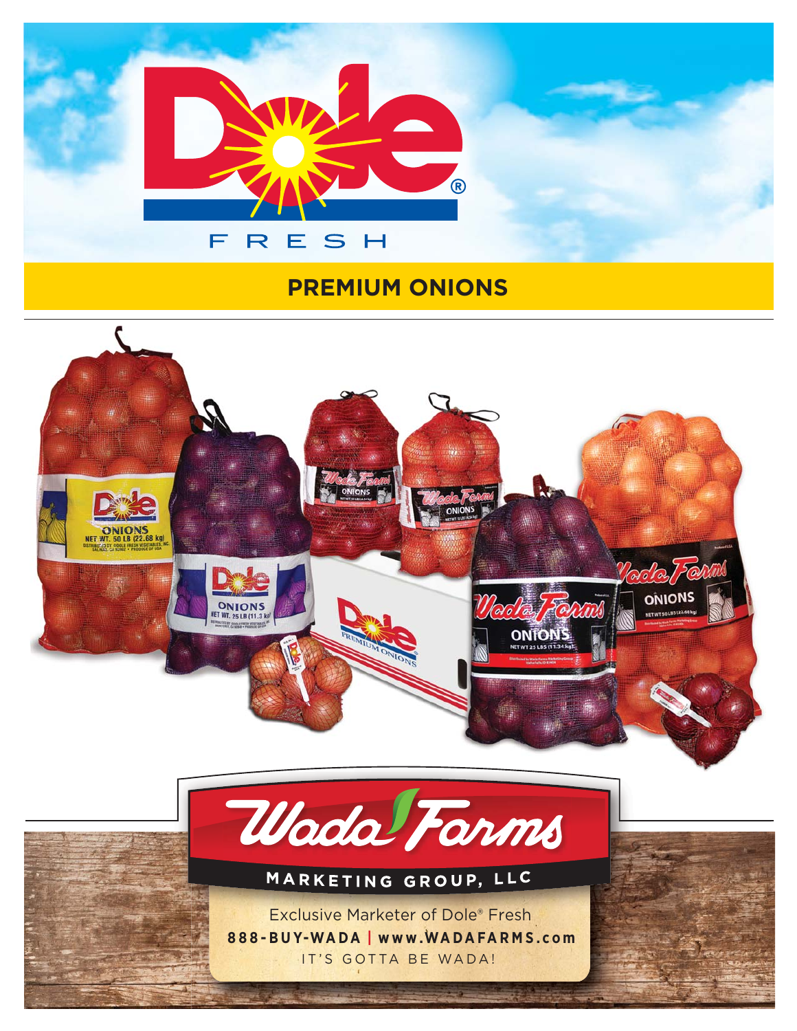# Dole FRESH

## PREMIUM ONIONS

Wada Farms

MARKETING GROUP, LLC

Exclusive Marketer of Dole® Fresh

**888-BUY-WADA | www.WADAFARMS.com**

IT'S GOTTA BE WADA!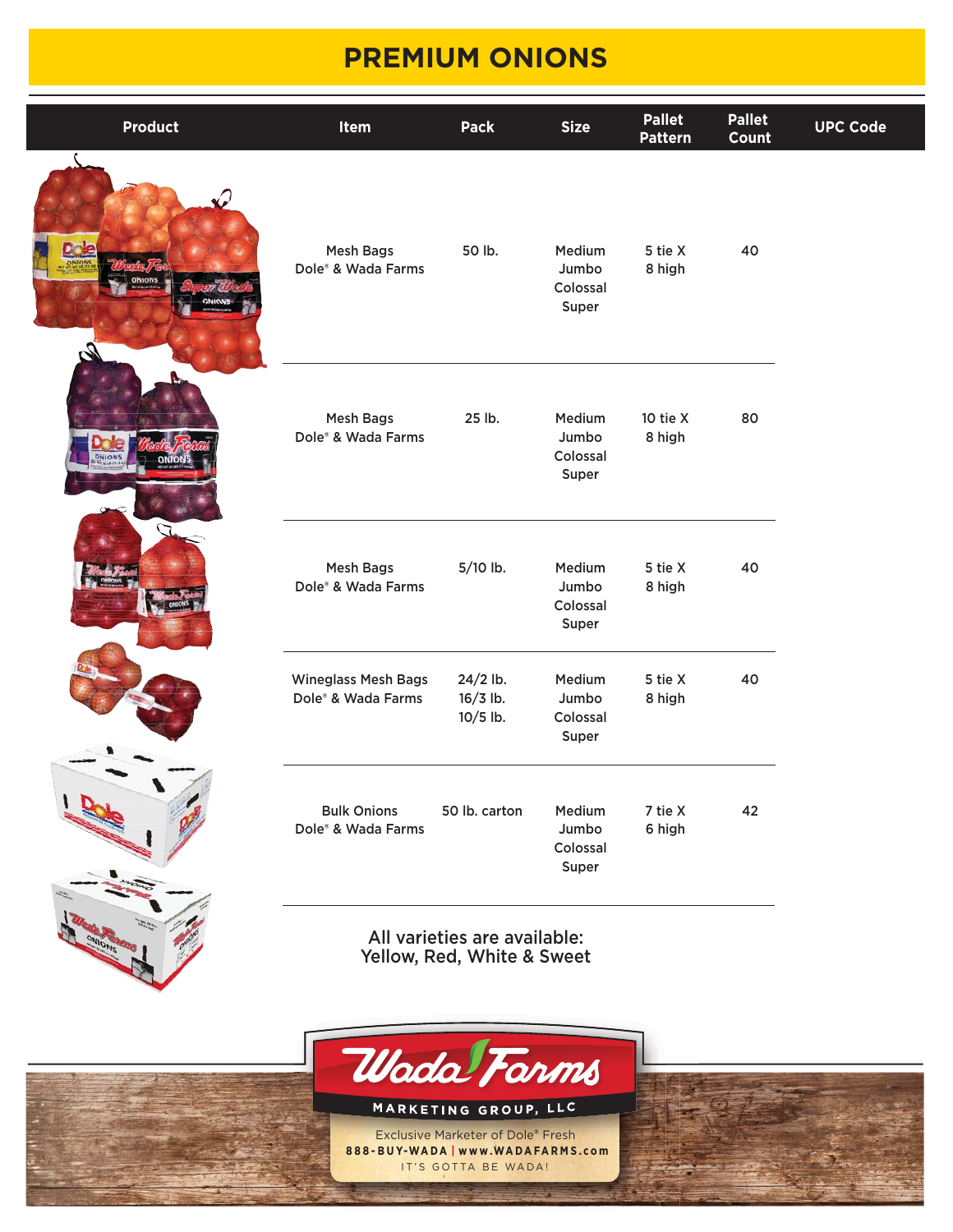## PREMIUM ONIONS

| Product | Item | Pack | Size | Pallet Pattern | Pallet Count | UPC Code |
|---|---|---|---|---|---|---|
| | Mesh Bags Dole® & Wada Farms | 50 lb. | Medium Jumbo Colossal Super | 5 tie X 8 high | 40 | |
| | Mesh Bags Dole® & Wada Farms | 25 lb. | Medium Jumbo Colossal Super | 10 tie X 8 high | 80 | |
| | Mesh Bags Dole® & Wada Farms | 5/10 lb. | Medium Jumbo Colossal Super | 5 tie X 8 high | 40 | |
| | Wineglass Mesh Bags Dole® & Wada Farms | 24/2 lb. 16/3 lb. 10/5 lb. | Medium Jumbo Colossal Super | 5 tie X 8 high | 40 | |
| | Bulk Onions Dole® & Wada Farms | 50 lb. carton | Medium Jumbo Colossal Super | 7 tie X 6 high | 42 | |

All varieties are available:
Yellow, Red, White & Sweet

Wada Farms

MARKETING GROUP, LLC

Exclusive Marketer of Dole® Fresh
888-BUY-WADA | www.WADAFARMS.com
IT'S GOTTA BE WADA!